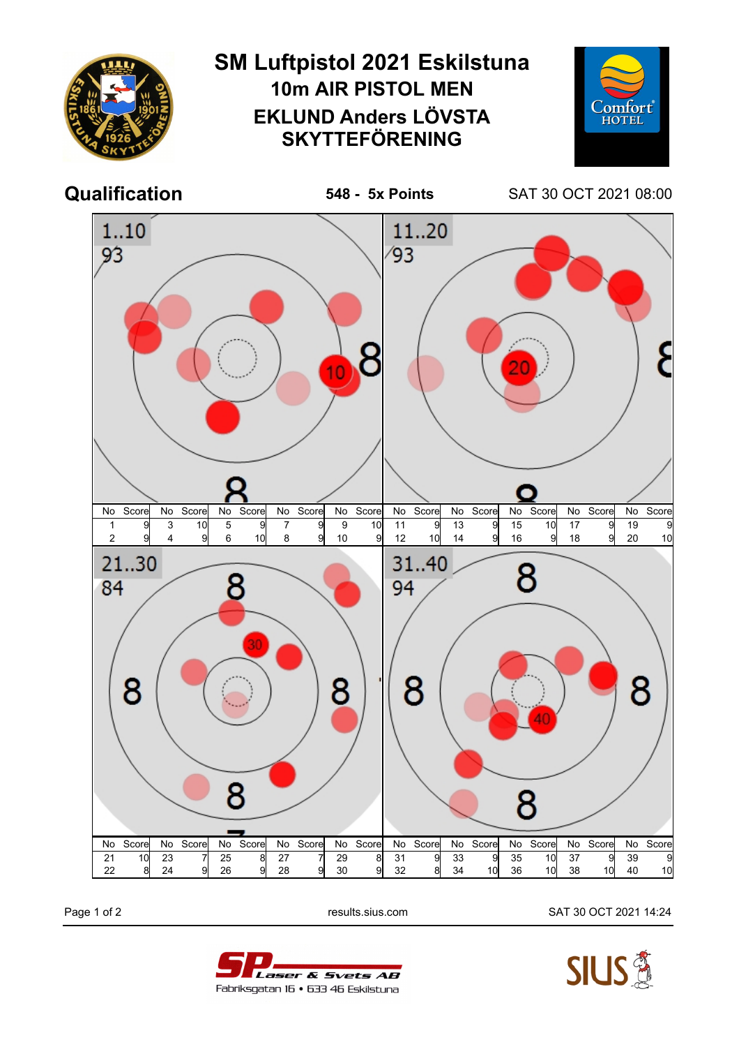# SM Luftpistol 2021 Eskilstuna

## 10m AIR PISTOL MEN

## EKLUND Anders LÖVSTA SKYTTEFÖRENING

**Qualification** **548 - 5x Points** SAT 30 OCT 2021 08:00

1..10: 93

| No | Score | No | Score | No | Score | No | Score | No | Score |
|---|---|---|---|---|---|---|---|---|---|
| 1 | 9 | 3 | 10 | 5 | 9 | 7 | 9 | 9 | 10 |
| 2 | 9 | 4 | 9 | 6 | 10 | 8 | 9 | 10 | 9 |

11..20: 93

| No | Score | No | Score | No | Score | No | Score | No | Score |
|---|---|---|---|---|---|---|---|---|---|
| 11 | 9 | 13 | 9 | 15 | 10 | 17 | 9 | 19 | 9 |
| 12 | 10 | 14 | 9 | 16 | 9 | 18 | 9 | 20 | 10 |

21..30: 84

| No | Score | No | Score | No | Score | No | Score | No | Score |
|---|---|---|---|---|---|---|---|---|---|
| 21 | 10 | 23 | 7 | 25 | 8 | 27 | 7 | 29 | 8 |
| 22 | 8 | 24 | 9 | 26 | 9 | 28 | 9 | 30 | 9 |

31..40: 94

| No | Score | No | Score | No | Score | No | Score | No | Score |
|---|---|---|---|---|---|---|---|---|---|
| 31 | 9 | 33 | 9 | 35 | 10 | 37 | 9 | 39 | 9 |
| 32 | 8 | 34 | 10 | 36 | 10 | 38 | 10 | 40 | 10 |

results.sius.com

SAT 30 OCT 2021 14:24

SP Laser & Svets AB
Fabriksgatan 16 • 633 46 Eskilstuna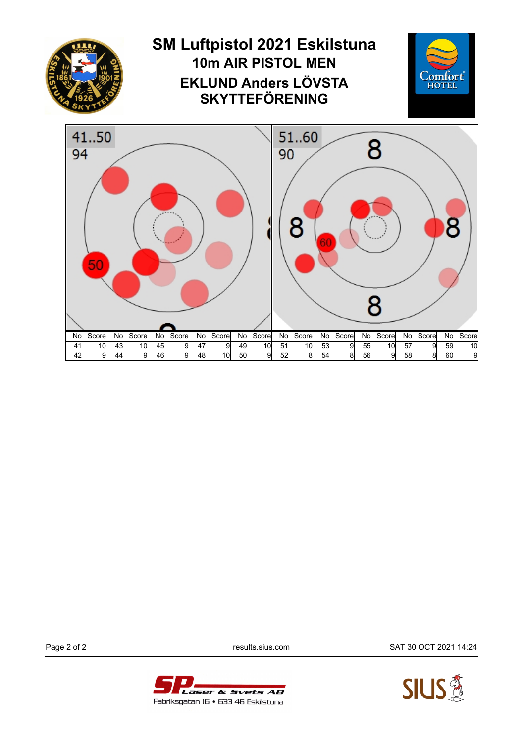# SM Luftpistol 2021 Eskilstuna

## 10m AIR PISTOL MEN

## EKLUND Anders LÖVSTA SKYTTEFÖRENING

41..50
94

50

51..60
90

8
8
8
8
60

| No | Score | No | Score | No | Score | No | Score | No | Score | No | Score | No | Score | No | Score | No | Score | No | Score |
|---|---|---|---|---|---|---|---|---|---|---|---|---|---|---|---|---|---|---|---|
| 41 | 10 | 43 | 10 | 45 | 9 | 47 | 9 | 49 | 10 | 51 | 10 | 53 | 9 | 55 | 10 | 57 | 9 | 59 | 10 |
| 42 | 9 | 44 | 9 | 46 | 9 | 48 | 10 | 50 | 9 | 52 | 8 | 54 | 8 | 56 | 9 | 58 | 8 | 60 | 9 |

results.sius.com

SAT 30 OCT 2021 14:24

SP Laser & Svets AB
Fabriksgatan 16 • 633 46 Eskilstuna

SIUS